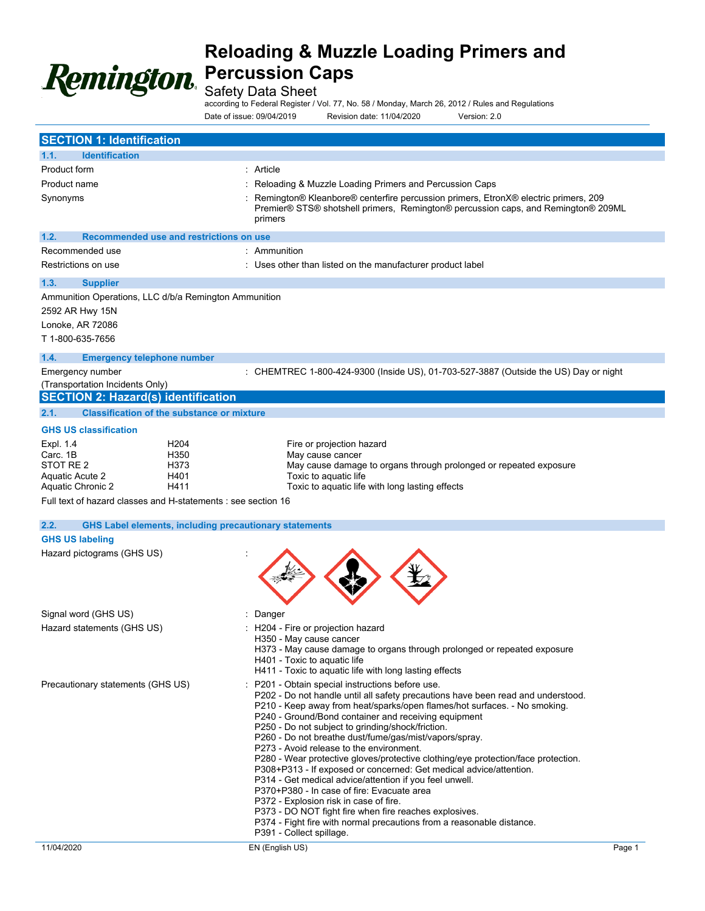# Reloading & Muzzle Loading Primers and Percussion Caps

Safety Data Sheet

according to Federal Register / Vol. 77, No. 58 / Monday, March 26, 2012 / Rules and Regulations

Date of issue: 09/04/2019 Revision date: 11/04/2020 Version: 2.0

## SECTION 1: Identification

### 1.1. Identification

| | |
|---|---|
| Product form | : Article |
| Product name | : Reloading & Muzzle Loading Primers and Percussion Caps |
| Synonyms | : Remington® Kleanbore® centerfire percussion primers, EtronX® electric primers, 209 Premier® STS® shotshell primers, Remington® percussion caps, and Remington® 209ML primers |

### 1.2. Recommended use and restrictions on use

| | |
|---|---|
| Recommended use | : Ammunition |
| Restrictions on use | : Uses other than listed on the manufacturer product label |

### 1.3. Supplier

Ammunition Operations, LLC d/b/a Remington Ammunition

2592 AR Hwy 15N

Lonoke, AR 72086

T 1-800-635-7656

### 1.4. Emergency telephone number

| | |
|---|---|
| Emergency number (Transportation Incidents Only) | : CHEMTREC 1-800-424-9300 (Inside US), 01-703-527-3887 (Outside the US) Day or night |

## SECTION 2: Hazard(s) identification

### 2.1. Classification of the substance or mixture

**GHS US classification**

| | | |
|---|---|---|
| Expl. 1.4 | H204 | Fire or projection hazard |
| Carc. 1B | H350 | May cause cancer |
| STOT RE 2 | H373 | May cause damage to organs through prolonged or repeated exposure |
| Aquatic Acute 2 | H401 | Toxic to aquatic life |
| Aquatic Chronic 2 | H411 | Toxic to aquatic life with long lasting effects |

Full text of hazard classes and H-statements : see section 16

### 2.2. GHS Label elements, including precautionary statements

**GHS US labeling**

Hazard pictograms (GHS US) :

Signal word (GHS US) : Danger

Hazard statements (GHS US) :
- H204 - Fire or projection hazard
- H350 - May cause cancer
- H373 - May cause damage to organs through prolonged or repeated exposure
- H401 - Toxic to aquatic life
- H411 - Toxic to aquatic life with long lasting effects

Precautionary statements (GHS US) :
- P201 - Obtain special instructions before use.
- P202 - Do not handle until all safety precautions have been read and understood.
- P210 - Keep away from heat/sparks/open flames/hot surfaces. - No smoking.
- P240 - Ground/Bond container and receiving equipment
- P250 - Do not subject to grinding/shock/friction.
- P260 - Do not breathe dust/fume/gas/mist/vapors/spray.
- P273 - Avoid release to the environment.
- P280 - Wear protective gloves/protective clothing/eye protection/face protection.
- P308+P313 - If exposed or concerned: Get medical advice/attention.
- P314 - Get medical advice/attention if you feel unwell.
- P370+P380 - In case of fire: Evacuate area
- P372 - Explosion risk in case of fire.
- P373 - DO NOT fight fire when fire reaches explosives.
- P374 - Fight fire with normal precautions from a reasonable distance.
- P391 - Collect spillage.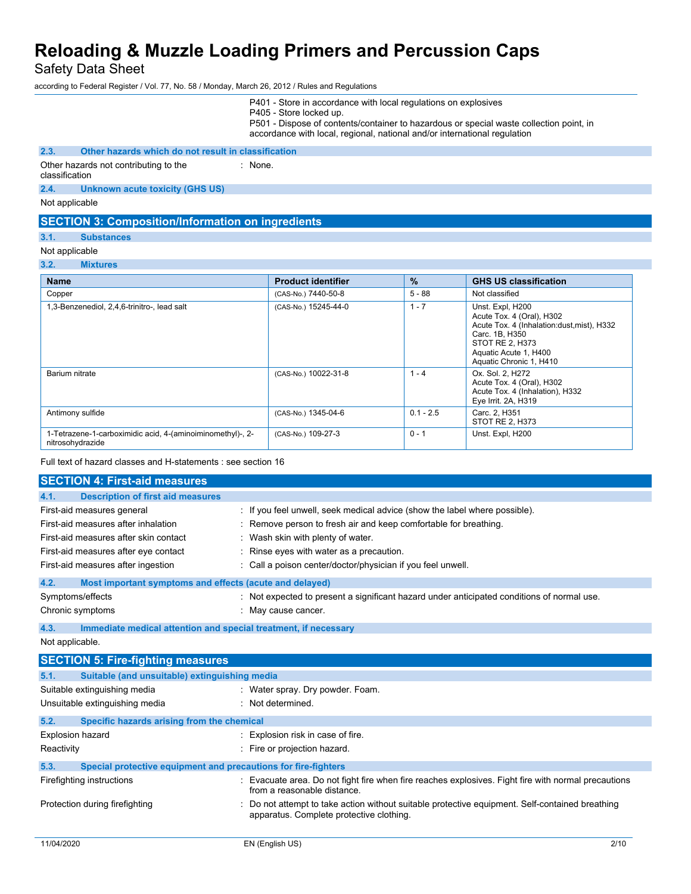P401 - Store in accordance with local regulations on explosives
P405 - Store locked up.
P501 - Dispose of contents/container to hazardous or special waste collection point, in accordance with local, regional, national and/or international regulation

### 2.3. Other hazards which do not result in classification

Other hazards not contributing to the classification : None.

### 2.4. Unknown acute toxicity (GHS US)

Not applicable

## SECTION 3: Composition/Information on ingredients

### 3.1. Substances

Not applicable

### 3.2. Mixtures

| Name | Product identifier | % | GHS US classification |
|---|---|---|---|
| Copper | (CAS-No.) 7440-50-8 | 5 - 88 | Not classified |
| 1,3-Benzenediol, 2,4,6-trinitro-, lead salt | (CAS-No.) 15245-44-0 | 1 - 7 | Unst. Expl, H200<br>Acute Tox. 4 (Oral), H302<br>Acute Tox. 4 (Inhalation:dust,mist), H332<br>Carc. 1B, H350<br>STOT RE 2, H373<br>Aquatic Acute 1, H400<br>Aquatic Chronic 1, H410 |
| Barium nitrate | (CAS-No.) 10022-31-8 | 1 - 4 | Ox. Sol. 2, H272<br>Acute Tox. 4 (Oral), H302<br>Acute Tox. 4 (Inhalation), H332<br>Eye Irrit. 2A, H319 |
| Antimony sulfide | (CAS-No.) 1345-04-6 | 0.1 - 2.5 | Carc. 2, H351<br>STOT RE 2, H373 |
| 1-Tetrazene-1-carboximidic acid, 4-(aminoiminomethyl)-, 2-nitrosohydrazide | (CAS-No.) 109-27-3 | 0 - 1 | Unst. Expl, H200 |

Full text of hazard classes and H-statements : see section 16

## SECTION 4: First-aid measures

### 4.1. Description of first aid measures

First-aid measures general : If you feel unwell, seek medical advice (show the label where possible).

First-aid measures after inhalation : Remove person to fresh air and keep comfortable for breathing.

First-aid measures after skin contact : Wash skin with plenty of water.

First-aid measures after eye contact : Rinse eyes with water as a precaution.

First-aid measures after ingestion : Call a poison center/doctor/physician if you feel unwell.

### 4.2. Most important symptoms and effects (acute and delayed)

Symptoms/effects : Not expected to present a significant hazard under anticipated conditions of normal use.

Chronic symptoms : May cause cancer.

### 4.3. Immediate medical attention and special treatment, if necessary

Not applicable.

## SECTION 5: Fire-fighting measures

### 5.1. Suitable (and unsuitable) extinguishing media

Suitable extinguishing media : Water spray. Dry powder. Foam.

Unsuitable extinguishing media : Not determined.

### 5.2. Specific hazards arising from the chemical

Explosion hazard : Explosion risk in case of fire.

Reactivity : Fire or projection hazard.

### 5.3. Special protective equipment and precautions for fire-fighters

Firefighting instructions : Evacuate area. Do not fight fire when fire reaches explosives. Fight fire with normal precautions from a reasonable distance.

Protection during firefighting : Do not attempt to take action without suitable protective equipment. Self-contained breathing apparatus. Complete protective clothing.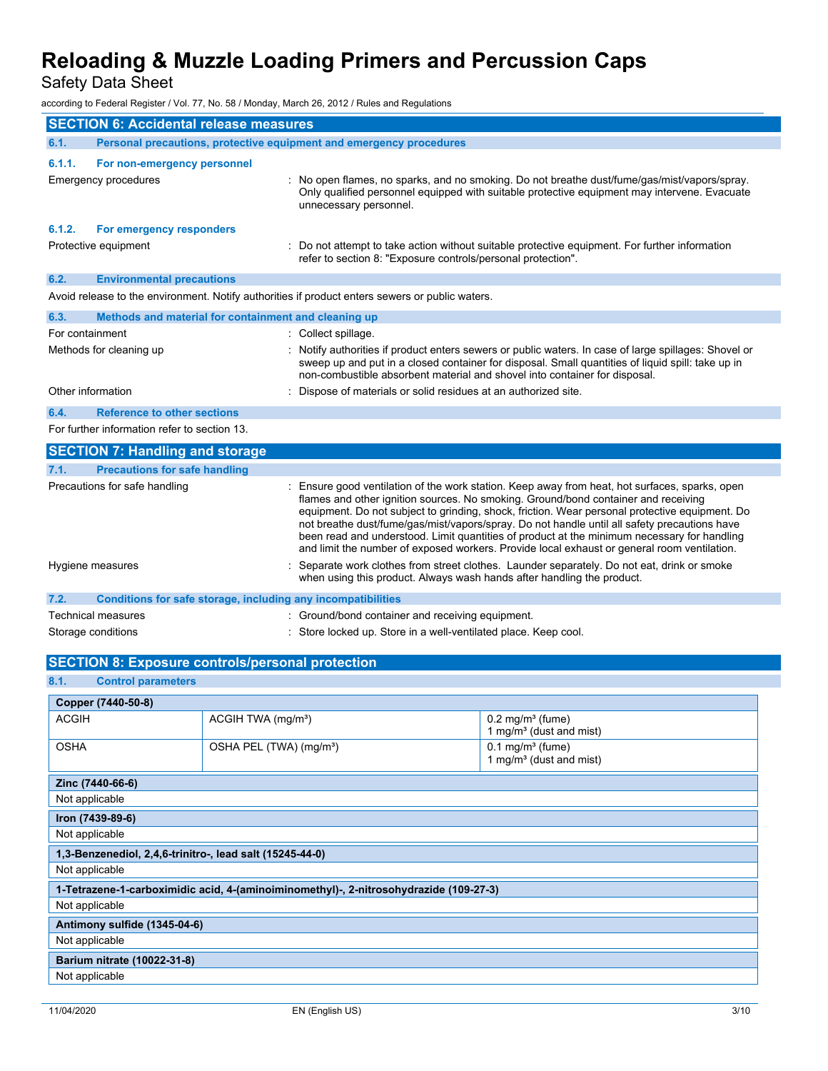## SECTION 6: Accidental release measures

### 6.1. Personal precautions, protective equipment and emergency procedures

#### 6.1.1. For non-emergency personnel

Emergency procedures : No open flames, no sparks, and no smoking. Do not breathe dust/fume/gas/mist/vapors/spray. Only qualified personnel equipped with suitable protective equipment may intervene. Evacuate unnecessary personnel.

#### 6.1.2. For emergency responders

Protective equipment : Do not attempt to take action without suitable protective equipment. For further information refer to section 8: "Exposure controls/personal protection".

### 6.2. Environmental precautions

Avoid release to the environment. Notify authorities if product enters sewers or public waters.

### 6.3. Methods and material for containment and cleaning up

For containment : Collect spillage.

Methods for cleaning up : Notify authorities if product enters sewers or public waters. In case of large spillages: Shovel or sweep up and put in a closed container for disposal. Small quantities of liquid spill: take up in non-combustible absorbent material and shovel into container for disposal.

Other information : Dispose of materials or solid residues at an authorized site.

### 6.4. Reference to other sections

For further information refer to section 13.

## SECTION 7: Handling and storage

### 7.1. Precautions for safe handling

Precautions for safe handling : Ensure good ventilation of the work station. Keep away from heat, hot surfaces, sparks, open flames and other ignition sources. No smoking. Ground/bond container and receiving equipment. Do not subject to grinding, shock, friction. Wear personal protective equipment. Do not breathe dust/fume/gas/mist/vapors/spray. Do not handle until all safety precautions have been read and understood. Limit quantities of product at the minimum necessary for handling and limit the number of exposed workers. Provide local exhaust or general room ventilation.

Hygiene measures : Separate work clothes from street clothes. Launder separately. Do not eat, drink or smoke when using this product. Always wash hands after handling the product.

### 7.2. Conditions for safe storage, including any incompatibilities

Technical measures : Ground/bond container and receiving equipment.

Storage conditions : Store locked up. Store in a well-ventilated place. Keep cool.

## SECTION 8: Exposure controls/personal protection

### 8.1. Control parameters

| Copper (7440-50-8) | | |
|---|---|---|
| ACGIH | ACGIH TWA (mg/m³) | 0.2 mg/m³ (fume)<br>1 mg/m³ (dust and mist) |
| OSHA | OSHA PEL (TWA) (mg/m³) | 0.1 mg/m³ (fume)<br>1 mg/m³ (dust and mist) |

| Zinc (7440-66-6) |
|---|
| Not applicable |

| Iron (7439-89-6) |
|---|
| Not applicable |

| 1,3-Benzenediol, 2,4,6-trinitro-, lead salt (15245-44-0) |
|---|
| Not applicable |

| 1-Tetrazene-1-carboximidic acid, 4-(aminoiminomethyl)-, 2-nitrosohydrazide (109-27-3) |
|---|
| Not applicable |

| Antimony sulfide (1345-04-6) |
|---|
| Not applicable |

| Barium nitrate (10022-31-8) |
|---|
| Not applicable |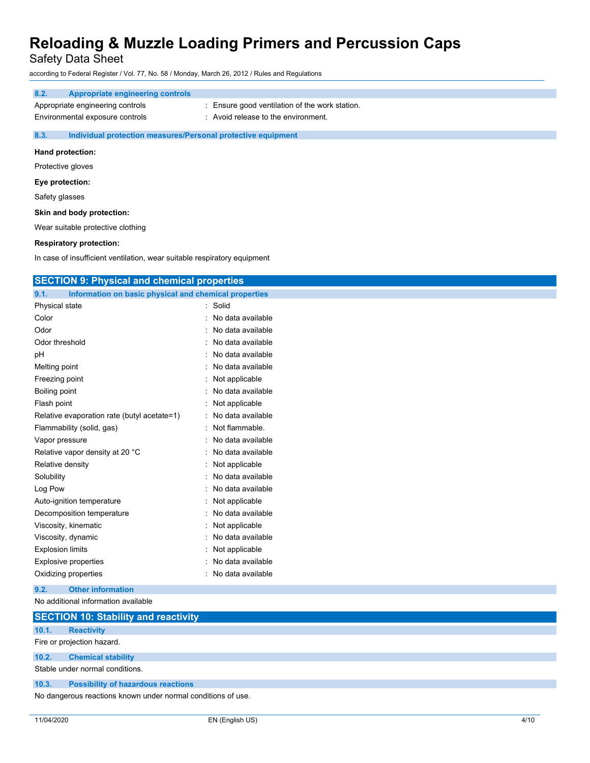### 8.2. Appropriate engineering controls

| | |
|---|---|
| Appropriate engineering controls | : Ensure good ventilation of the work station. |
| Environmental exposure controls | : Avoid release to the environment. |

### 8.3. Individual protection measures/Personal protective equipment

**Hand protection:**

Protective gloves

**Eye protection:**

Safety glasses

**Skin and body protection:**

Wear suitable protective clothing

**Respiratory protection:**

In case of insufficient ventilation, wear suitable respiratory equipment

## SECTION 9: Physical and chemical properties

### 9.1. Information on basic physical and chemical properties

| | |
|---|---|
| Physical state | : Solid |
| Color | : No data available |
| Odor | : No data available |
| Odor threshold | : No data available |
| pH | : No data available |
| Melting point | : No data available |
| Freezing point | : Not applicable |
| Boiling point | : No data available |
| Flash point | : Not applicable |
| Relative evaporation rate (butyl acetate=1) | : No data available |
| Flammability (solid, gas) | : Not flammable. |
| Vapor pressure | : No data available |
| Relative vapor density at 20 °C | : No data available |
| Relative density | : Not applicable |
| Solubility | : No data available |
| Log Pow | : No data available |
| Auto-ignition temperature | : Not applicable |
| Decomposition temperature | : No data available |
| Viscosity, kinematic | : Not applicable |
| Viscosity, dynamic | : No data available |
| Explosion limits | : Not applicable |
| Explosive properties | : No data available |
| Oxidizing properties | : No data available |

### 9.2. Other information

No additional information available

## SECTION 10: Stability and reactivity

### 10.1. Reactivity

Fire or projection hazard.

### 10.2. Chemical stability

Stable under normal conditions.

### 10.3. Possibility of hazardous reactions

No dangerous reactions known under normal conditions of use.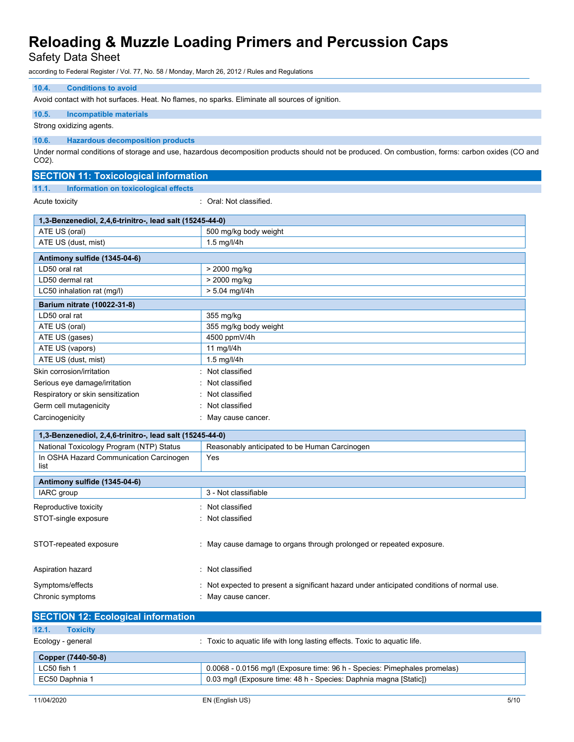#### 10.4. Conditions to avoid

Avoid contact with hot surfaces. Heat. No flames, no sparks. Eliminate all sources of ignition.

#### 10.5. Incompatible materials

Strong oxidizing agents.

#### 10.6. Hazardous decomposition products

Under normal conditions of storage and use, hazardous decomposition products should not be produced. On combustion, forms: carbon oxides (CO and $CO_2$).

## SECTION 11: Toxicological information

### 11.1. Information on toxicological effects

Acute toxicity : Oral: Not classified.

| 1,3-Benzenediol, 2,4,6-trinitro-, lead salt (15245-44-0) | |
|---|---|
| ATE US (oral) | 500 mg/kg body weight |
| ATE US (dust, mist) | 1.5 mg/l/4h |

| Antimony sulfide (1345-04-6) | |
|---|---|
| LD50 oral rat | > 2000 mg/kg |
| LD50 dermal rat | > 2000 mg/kg |
| LC50 inhalation rat (mg/l) | > 5.04 mg/l/4h |

| Barium nitrate (10022-31-8) | |
|---|---|
| LD50 oral rat | 355 mg/kg |
| ATE US (oral) | 355 mg/kg body weight |
| ATE US (gases) | 4500 ppmV/4h |
| ATE US (vapors) | 11 mg/l/4h |
| ATE US (dust, mist) | 1.5 mg/l/4h |

Skin corrosion/irritation : Not classified

Serious eye damage/irritation : Not classified

Respiratory or skin sensitization : Not classified

Germ cell mutagenicity : Not classified

Carcinogenicity : May cause cancer.

| 1,3-Benzenediol, 2,4,6-trinitro-, lead salt (15245-44-0) | |
|---|---|
| National Toxicology Program (NTP) Status | Reasonably anticipated to be Human Carcinogen |
| In OSHA Hazard Communication Carcinogen list | Yes |

| Antimony sulfide (1345-04-6) | |
|---|---|
| IARC group | 3 - Not classifiable |

Reproductive toxicity : Not classified

STOT-single exposure : Not classified

STOT-repeated exposure : May cause damage to organs through prolonged or repeated exposure.

Aspiration hazard : Not classified

Symptoms/effects : Not expected to present a significant hazard under anticipated conditions of normal use.

Chronic symptoms : May cause cancer.

## SECTION 12: Ecological information

### 12.1. Toxicity

Ecology - general : Toxic to aquatic life with long lasting effects. Toxic to aquatic life.

| Copper (7440-50-8) | |
|---|---|
| LC50 fish 1 | 0.0068 - 0.0156 mg/l (Exposure time: 96 h - Species: Pimephales promelas) |
| EC50 Daphnia 1 | 0.03 mg/l (Exposure time: 48 h - Species: Daphnia magna [Static]) |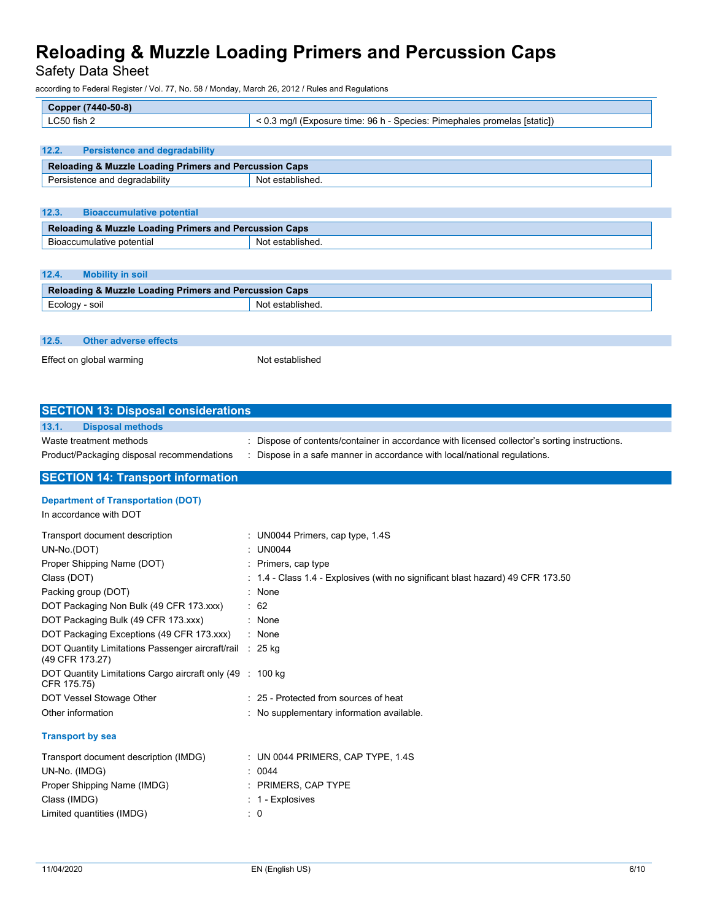| Copper (7440-50-8) | |
|---|---|
| LC50 fish 2 | < 0.3 mg/l (Exposure time: 96 h - Species: Pimephales promelas [static]) |

### 12.2. Persistence and degradability

| Reloading & Muzzle Loading Primers and Percussion Caps | |
|---|---|
| Persistence and degradability | Not established. |

### 12.3. Bioaccumulative potential

| Reloading & Muzzle Loading Primers and Percussion Caps | |
|---|---|
| Bioaccumulative potential | Not established. |

### 12.4. Mobility in soil

| Reloading & Muzzle Loading Primers and Percussion Caps | |
|---|---|
| Ecology - soil | Not established. |

### 12.5. Other adverse effects

Effect on global warming : Not established

## SECTION 13: Disposal considerations

### 13.1. Disposal methods

Waste treatment methods : Dispose of contents/container in accordance with licensed collector's sorting instructions.

Product/Packaging disposal recommendations : Dispose in a safe manner in accordance with local/national regulations.

## SECTION 14: Transport information

**Department of Transportation (DOT)**

In accordance with DOT

Transport document description : UN0044 Primers, cap type, 1.4S

UN-No.(DOT) : UN0044

Proper Shipping Name (DOT) : Primers, cap type

Class (DOT) : 1.4 - Class 1.4 - Explosives (with no significant blast hazard) 49 CFR 173.50

Packing group (DOT) : None

DOT Packaging Non Bulk (49 CFR 173.xxx) : 62

DOT Packaging Bulk (49 CFR 173.xxx) : None

DOT Packaging Exceptions (49 CFR 173.xxx) : None

DOT Quantity Limitations Passenger aircraft/rail (49 CFR 173.27) : 25 kg

DOT Quantity Limitations Cargo aircraft only (49 CFR 175.75) : 100 kg

DOT Vessel Stowage Other : 25 - Protected from sources of heat

Other information : No supplementary information available.

**Transport by sea**

Transport document description (IMDG) : UN 0044 PRIMERS, CAP TYPE, 1.4S

UN-No. (IMDG) : 0044

Proper Shipping Name (IMDG) : PRIMERS, CAP TYPE

Class (IMDG) : 1 - Explosives

Limited quantities (IMDG) : 0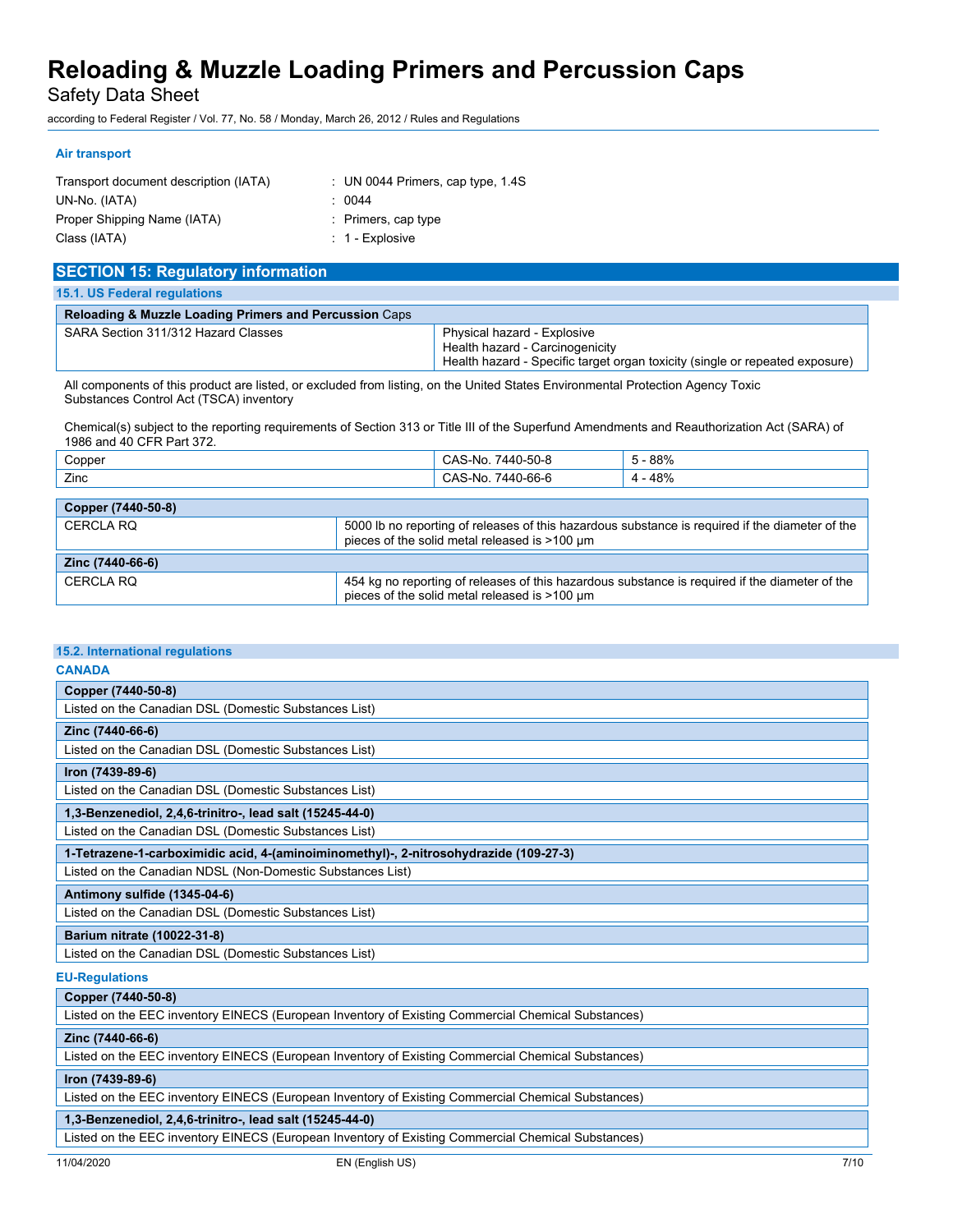#### Air transport

Transport document description (IATA) : UN 0044 Primers, cap type, 1.4S
UN-No. (IATA) : 0044
Proper Shipping Name (IATA) : Primers, cap type
Class (IATA) : 1 - Explosive

## SECTION 15: Regulatory information

### 15.1. US Federal regulations

| **Reloading & Muzzle Loading Primers and Percussion** Caps | |
|---|---|
| SARA Section 311/312 Hazard Classes | Physical hazard - Explosive<br>Health hazard - Carcinogenicity<br>Health hazard - Specific target organ toxicity (single or repeated exposure) |

All components of this product are listed, or excluded from listing, on the United States Environmental Protection Agency Toxic Substances Control Act (TSCA) inventory

Chemical(s) subject to the reporting requirements of Section 313 or Title III of the Superfund Amendments and Reauthorization Act (SARA) of 1986 and 40 CFR Part 372.

| | | |
|---|---|---|
| Copper | CAS-No. 7440-50-8 | 5 - 88% |
| Zinc | CAS-No. 7440-66-6 | 4 - 48% |

| **Copper (7440-50-8)** | |
|---|---|
| CERCLA RQ | 5000 lb no reporting of releases of this hazardous substance is required if the diameter of the pieces of the solid metal released is >100 µm |
| **Zinc (7440-66-6)** | |
| CERCLA RQ | 454 kg no reporting of releases of this hazardous substance is required if the diameter of the pieces of the solid metal released is >100 µm |

### 15.2. International regulations

#### CANADA

| **Copper (7440-50-8)** |
|---|
| Listed on the Canadian DSL (Domestic Substances List) |
| **Zinc (7440-66-6)** |
| Listed on the Canadian DSL (Domestic Substances List) |
| **Iron (7439-89-6)** |
| Listed on the Canadian DSL (Domestic Substances List) |
| **1,3-Benzenediol, 2,4,6-trinitro-, lead salt (15245-44-0)** |
| Listed on the Canadian DSL (Domestic Substances List) |
| **1-Tetrazene-1-carboximidic acid, 4-(aminoiminomethyl)-, 2-nitrosohydrazide (109-27-3)** |
| Listed on the Canadian NDSL (Non-Domestic Substances List) |
| **Antimony sulfide (1345-04-6)** |
| Listed on the Canadian DSL (Domestic Substances List) |
| **Barium nitrate (10022-31-8)** |
| Listed on the Canadian DSL (Domestic Substances List) |

#### EU-Regulations

| **Copper (7440-50-8)** |
|---|
| Listed on the EEC inventory EINECS (European Inventory of Existing Commercial Chemical Substances) |
| **Zinc (7440-66-6)** |
| Listed on the EEC inventory EINECS (European Inventory of Existing Commercial Chemical Substances) |
| **Iron (7439-89-6)** |
| Listed on the EEC inventory EINECS (European Inventory of Existing Commercial Chemical Substances) |
| **1,3-Benzenediol, 2,4,6-trinitro-, lead salt (15245-44-0)** |
| Listed on the EEC inventory EINECS (European Inventory of Existing Commercial Chemical Substances) |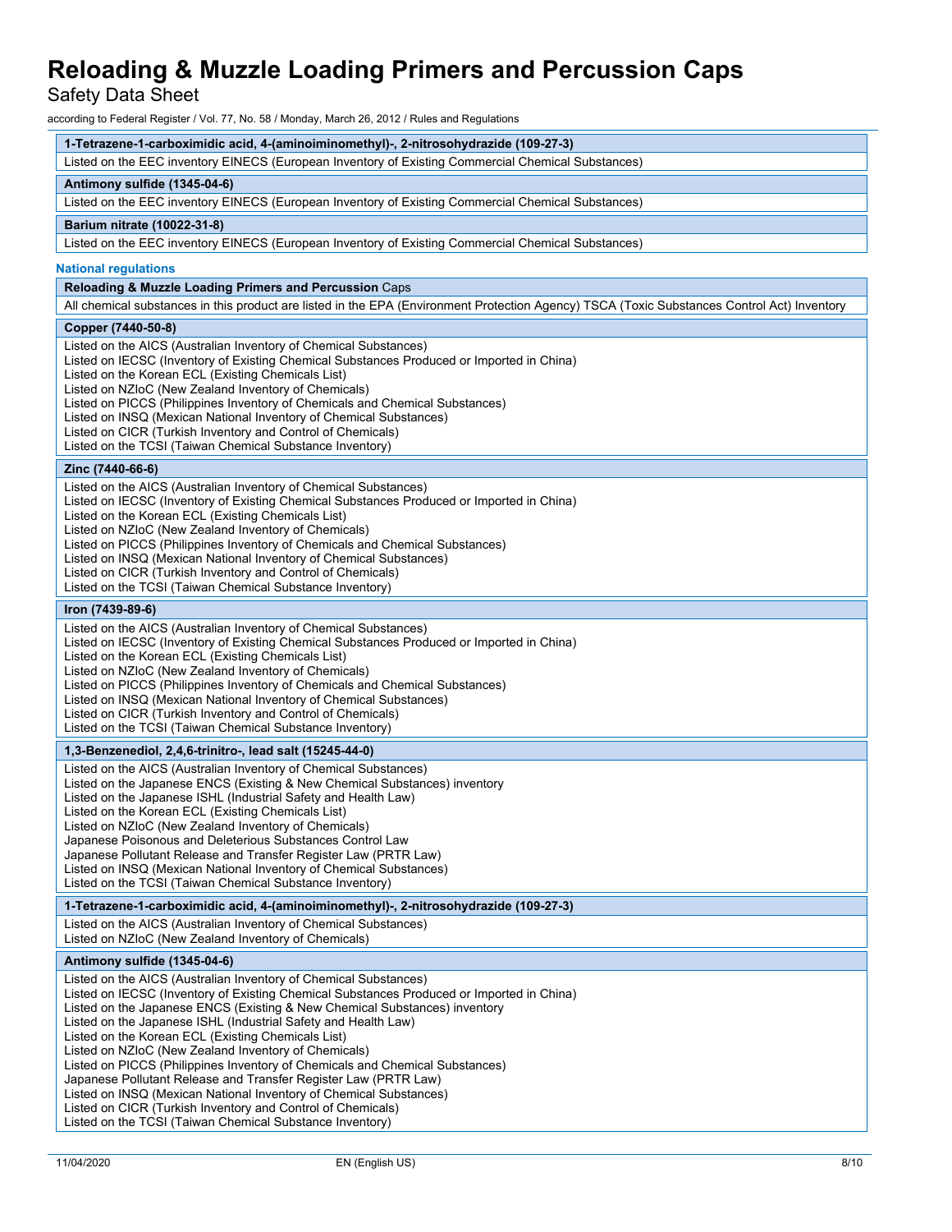| 1-Tetrazene-1-carboximidic acid, 4-(aminoiminomethyl)-, 2-nitrosohydrazide (109-27-3) |
|---|
| Listed on the EEC inventory EINECS (European Inventory of Existing Commercial Chemical Substances) |

| Antimony sulfide (1345-04-6) |
|---|
| Listed on the EEC inventory EINECS (European Inventory of Existing Commercial Chemical Substances) |

| Barium nitrate (10022-31-8) |
|---|
| Listed on the EEC inventory EINECS (European Inventory of Existing Commercial Chemical Substances) |

### National regulations

| **Reloading & Muzzle Loading Primers and Percussion** Caps |
|---|
| All chemical substances in this product are listed in the EPA (Environment Protection Agency) TSCA (Toxic Substances Control Act) Inventory |

| Copper (7440-50-8) |
|---|
| Listed on the AICS (Australian Inventory of Chemical Substances)<br>Listed on IECSC (Inventory of Existing Chemical Substances Produced or Imported in China)<br>Listed on the Korean ECL (Existing Chemicals List)<br>Listed on NZIoC (New Zealand Inventory of Chemicals)<br>Listed on PICCS (Philippines Inventory of Chemicals and Chemical Substances)<br>Listed on INSQ (Mexican National Inventory of Chemical Substances)<br>Listed on CICR (Turkish Inventory and Control of Chemicals)<br>Listed on the TCSI (Taiwan Chemical Substance Inventory) |

| Zinc (7440-66-6) |
|---|
| Listed on the AICS (Australian Inventory of Chemical Substances)<br>Listed on IECSC (Inventory of Existing Chemical Substances Produced or Imported in China)<br>Listed on the Korean ECL (Existing Chemicals List)<br>Listed on NZIoC (New Zealand Inventory of Chemicals)<br>Listed on PICCS (Philippines Inventory of Chemicals and Chemical Substances)<br>Listed on INSQ (Mexican National Inventory of Chemical Substances)<br>Listed on CICR (Turkish Inventory and Control of Chemicals)<br>Listed on the TCSI (Taiwan Chemical Substance Inventory) |

| Iron (7439-89-6) |
|---|
| Listed on the AICS (Australian Inventory of Chemical Substances)<br>Listed on IECSC (Inventory of Existing Chemical Substances Produced or Imported in China)<br>Listed on the Korean ECL (Existing Chemicals List)<br>Listed on NZIoC (New Zealand Inventory of Chemicals)<br>Listed on PICCS (Philippines Inventory of Chemicals and Chemical Substances)<br>Listed on INSQ (Mexican National Inventory of Chemical Substances)<br>Listed on CICR (Turkish Inventory and Control of Chemicals)<br>Listed on the TCSI (Taiwan Chemical Substance Inventory) |

| 1,3-Benzenediol, 2,4,6-trinitro-, lead salt (15245-44-0) |
|---|
| Listed on the AICS (Australian Inventory of Chemical Substances)<br>Listed on the Japanese ENCS (Existing & New Chemical Substances) inventory<br>Listed on the Japanese ISHL (Industrial Safety and Health Law)<br>Listed on the Korean ECL (Existing Chemicals List)<br>Listed on NZIoC (New Zealand Inventory of Chemicals)<br>Japanese Poisonous and Deleterious Substances Control Law<br>Japanese Pollutant Release and Transfer Register Law (PRTR Law)<br>Listed on INSQ (Mexican National Inventory of Chemical Substances)<br>Listed on the TCSI (Taiwan Chemical Substance Inventory) |

| 1-Tetrazene-1-carboximidic acid, 4-(aminoiminomethyl)-, 2-nitrosohydrazide (109-27-3) |
|---|
| Listed on the AICS (Australian Inventory of Chemical Substances)<br>Listed on NZIoC (New Zealand Inventory of Chemicals) |

| Antimony sulfide (1345-04-6) |
|---|
| Listed on the AICS (Australian Inventory of Chemical Substances)<br>Listed on IECSC (Inventory of Existing Chemical Substances Produced or Imported in China)<br>Listed on the Japanese ENCS (Existing & New Chemical Substances) inventory<br>Listed on the Japanese ISHL (Industrial Safety and Health Law)<br>Listed on the Korean ECL (Existing Chemicals List)<br>Listed on NZIoC (New Zealand Inventory of Chemicals)<br>Listed on PICCS (Philippines Inventory of Chemicals and Chemical Substances)<br>Japanese Pollutant Release and Transfer Register Law (PRTR Law)<br>Listed on INSQ (Mexican National Inventory of Chemical Substances)<br>Listed on CICR (Turkish Inventory and Control of Chemicals)<br>Listed on the TCSI (Taiwan Chemical Substance Inventory) |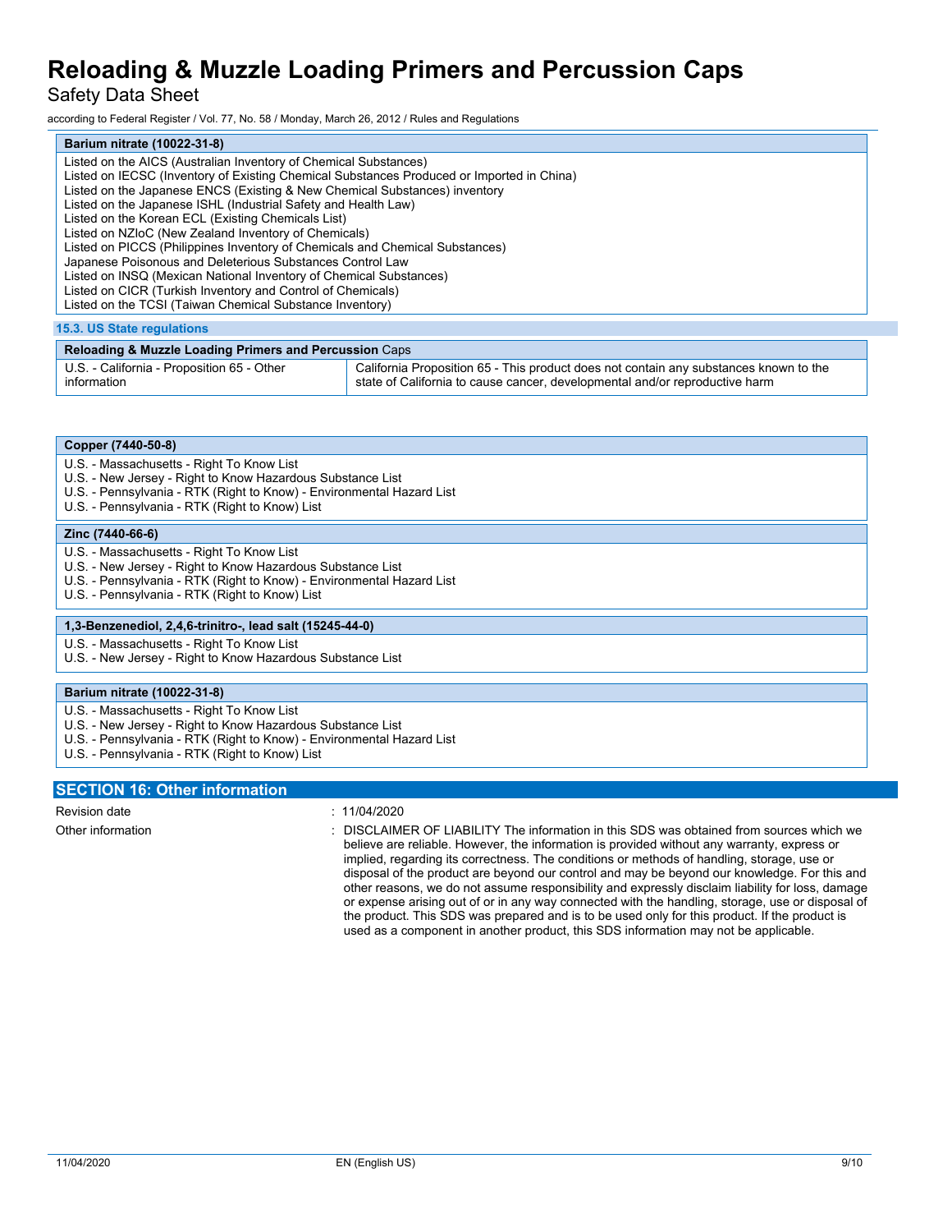| Barium nitrate (10022-31-8) |
| --- |
| Listed on the AICS (Australian Inventory of Chemical Substances)<br>Listed on IECSC (Inventory of Existing Chemical Substances Produced or Imported in China)<br>Listed on the Japanese ENCS (Existing & New Chemical Substances) inventory<br>Listed on the Japanese ISHL (Industrial Safety and Health Law)<br>Listed on the Korean ECL (Existing Chemicals List)<br>Listed on NZIoC (New Zealand Inventory of Chemicals)<br>Listed on PICCS (Philippines Inventory of Chemicals and Chemical Substances)<br>Japanese Poisonous and Deleterious Substances Control Law<br>Listed on INSQ (Mexican National Inventory of Chemical Substances)<br>Listed on CICR (Turkish Inventory and Control of Chemicals)<br>Listed on the TCSI (Taiwan Chemical Substance Inventory) |

### 15.3. US State regulations

| Reloading & Muzzle Loading Primers and Percussion Caps | |
| --- | --- |
| U.S. - California - Proposition 65 - Other information | California Proposition 65 - This product does not contain any substances known to the state of California to cause cancer, developmental and/or reproductive harm |

| Copper (7440-50-8) |
| --- |
| U.S. - Massachusetts - Right To Know List<br>U.S. - New Jersey - Right to Know Hazardous Substance List<br>U.S. - Pennsylvania - RTK (Right to Know) - Environmental Hazard List<br>U.S. - Pennsylvania - RTK (Right to Know) List |

| Zinc (7440-66-6) |
| --- |
| U.S. - Massachusetts - Right To Know List<br>U.S. - New Jersey - Right to Know Hazardous Substance List<br>U.S. - Pennsylvania - RTK (Right to Know) - Environmental Hazard List<br>U.S. - Pennsylvania - RTK (Right to Know) List |

| 1,3-Benzenediol, 2,4,6-trinitro-, lead salt (15245-44-0) |
| --- |
| U.S. - Massachusetts - Right To Know List<br>U.S. - New Jersey - Right to Know Hazardous Substance List |

| Barium nitrate (10022-31-8) |
| --- |
| U.S. - Massachusetts - Right To Know List<br>U.S. - New Jersey - Right to Know Hazardous Substance List<br>U.S. - Pennsylvania - RTK (Right to Know) - Environmental Hazard List<br>U.S. - Pennsylvania - RTK (Right to Know) List |

## SECTION 16: Other information

Revision date : 11/04/2020

Other information : DISCLAIMER OF LIABILITY The information in this SDS was obtained from sources which we believe are reliable. However, the information is provided without any warranty, express or implied, regarding its correctness. The conditions or methods of handling, storage, use or disposal of the product are beyond our control and may be beyond our knowledge. For this and other reasons, we do not assume responsibility and expressly disclaim liability for loss, damage or expense arising out of or in any way connected with the handling, storage, use or disposal of the product. This SDS was prepared and is to be used only for this product. If the product is used as a component in another product, this SDS information may not be applicable.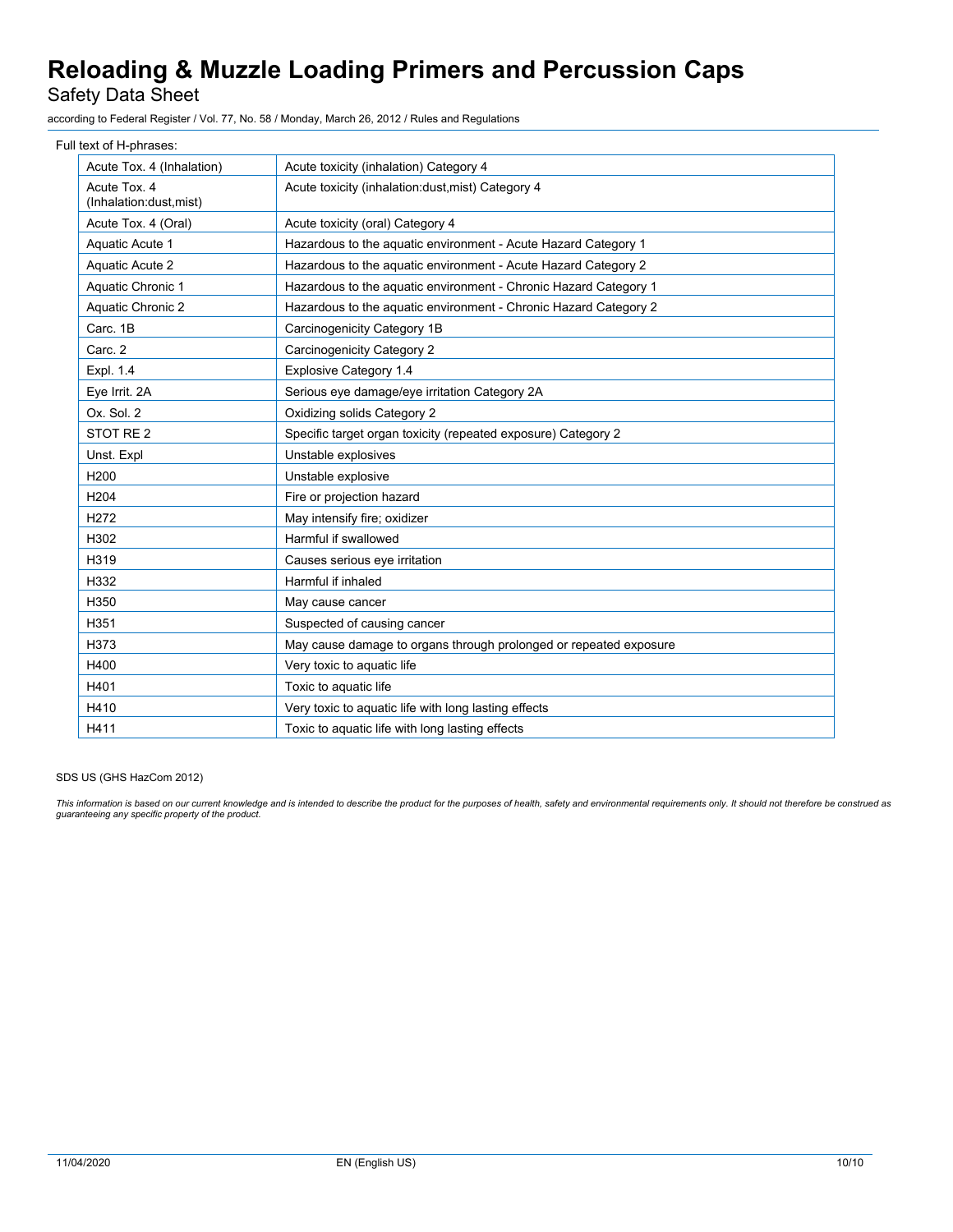Full text of H-phrases:

| | |
|---|---|
| Acute Tox. 4 (Inhalation) | Acute toxicity (inhalation) Category 4 |
| Acute Tox. 4 (Inhalation:dust,mist) | Acute toxicity (inhalation:dust,mist) Category 4 |
| Acute Tox. 4 (Oral) | Acute toxicity (oral) Category 4 |
| Aquatic Acute 1 | Hazardous to the aquatic environment - Acute Hazard Category 1 |
| Aquatic Acute 2 | Hazardous to the aquatic environment - Acute Hazard Category 2 |
| Aquatic Chronic 1 | Hazardous to the aquatic environment - Chronic Hazard Category 1 |
| Aquatic Chronic 2 | Hazardous to the aquatic environment - Chronic Hazard Category 2 |
| Carc. 1B | Carcinogenicity Category 1B |
| Carc. 2 | Carcinogenicity Category 2 |
| Expl. 1.4 | Explosive Category 1.4 |
| Eye Irrit. 2A | Serious eye damage/eye irritation Category 2A |
| Ox. Sol. 2 | Oxidizing solids Category 2 |
| STOT RE 2 | Specific target organ toxicity (repeated exposure) Category 2 |
| Unst. Expl | Unstable explosives |
| H200 | Unstable explosive |
| H204 | Fire or projection hazard |
| H272 | May intensify fire; oxidizer |
| H302 | Harmful if swallowed |
| H319 | Causes serious eye irritation |
| H332 | Harmful if inhaled |
| H350 | May cause cancer |
| H351 | Suspected of causing cancer |
| H373 | May cause damage to organs through prolonged or repeated exposure |
| H400 | Very toxic to aquatic life |
| H401 | Toxic to aquatic life |
| H410 | Very toxic to aquatic life with long lasting effects |
| H411 | Toxic to aquatic life with long lasting effects |

SDS US (GHS HazCom 2012)

*This information is based on our current knowledge and is intended to describe the product for the purposes of health, safety and environmental requirements only. It should not therefore be construed as guaranteeing any specific property of the product.*